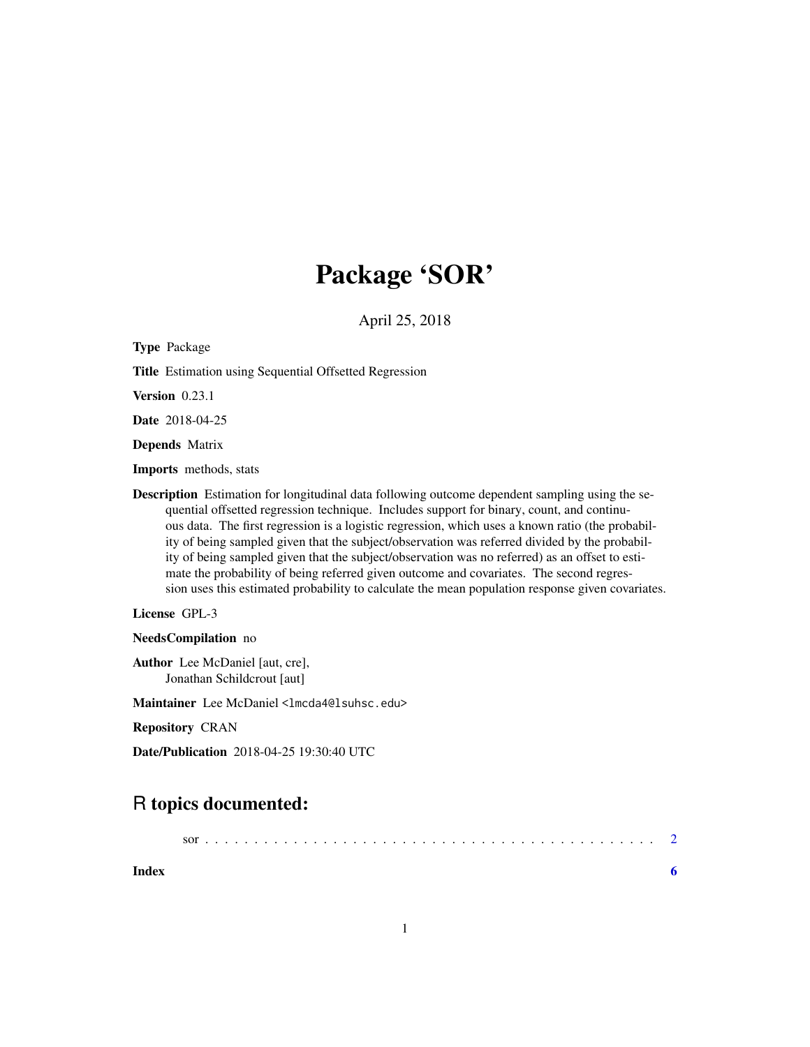# Package 'SOR'

April 25, 2018

**Type** Package

**Title** Estimation using Sequential Offsetted Regression

**Version** 0.23.1

**Date** 2018-04-25

**Depends** Matrix

**Imports** methods, stats

**Description** Estimation for longitudinal data following outcome dependent sampling using the sequential offsetted regression technique. Includes support for binary, count, and continuous data. The first regression is a logistic regression, which uses a known ratio (the probability of being sampled given that the subject/observation was referred divided by the probability of being sampled given that the subject/observation was no referred) as an offset to estimate the probability of being referred given outcome and covariates. The second regression uses this estimated probability to calculate the mean population response given covariates.

**License** GPL-3

**NeedsCompilation** no

**Author** Lee McDaniel [aut, cre], Jonathan Schildcrout [aut]

**Maintainer** Lee McDaniel <lmcda4@lsuhsc.edu>

**Repository** CRAN

**Date/Publication** 2018-04-25 19:30:40 UTC

## R topics documented:

sor . . . . . . . . . . . . . . . . . . . . . . . . . . . . . . . . . . . . . . . . . . . . 2

**Index** 6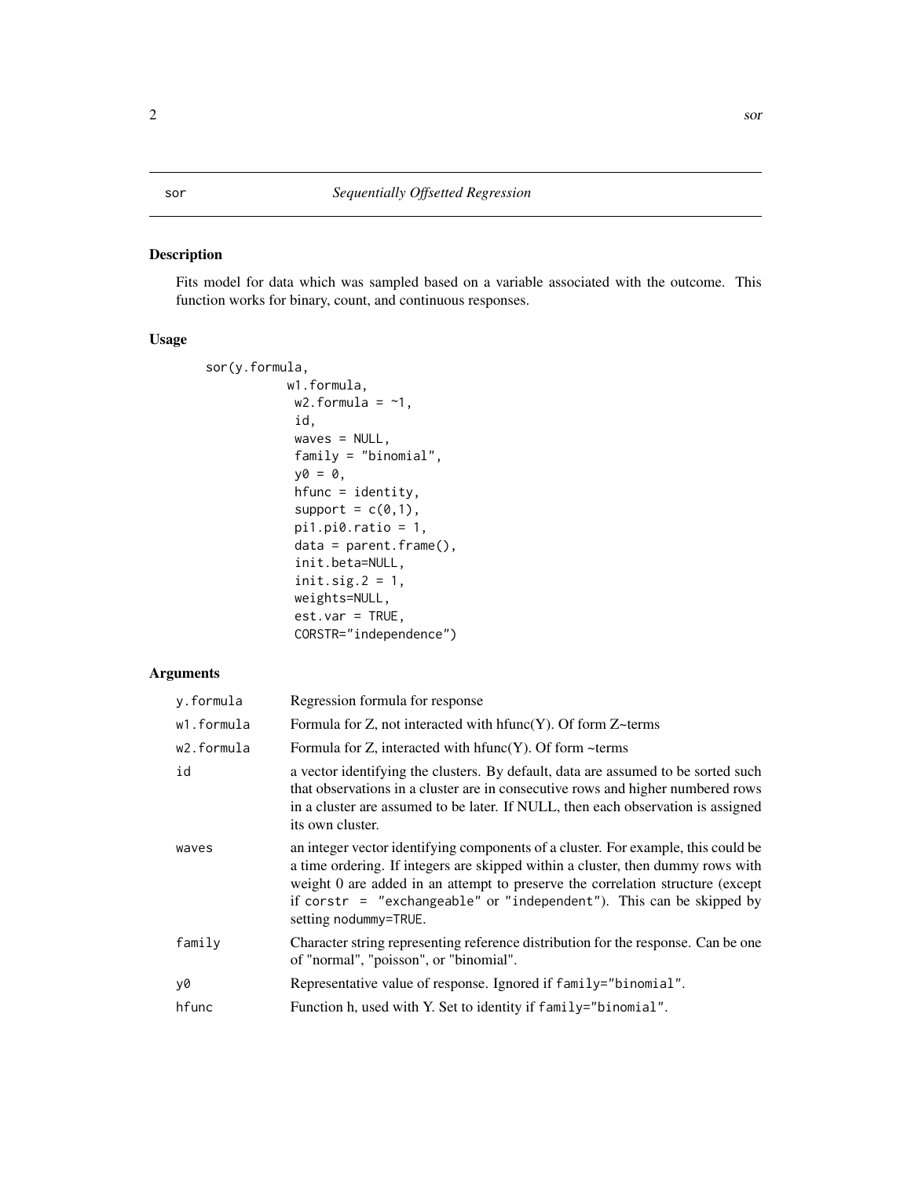# sor — *Sequentially Offsetted Regression*

## Description

Fits model for data which was sampled based on a variable associated with the outcome. This function works for binary, count, and continuous responses.

## Usage

```
sor(y.formula,
          w1.formula,
           w2.formula = ~1,
           id,
           waves = NULL,
           family = "binomial",
           y0 = 0,
           hfunc = identity,
           support = c(0,1),
           pi1.pi0.ratio = 1,
           data = parent.frame(),
           init.beta=NULL,
           init.sig.2 = 1,
           weights=NULL,
           est.var = TRUE,
           CORSTR="independence")
```

## Arguments

| | |
|---|---|
| `y.formula` | Regression formula for response |
| `w1.formula` | Formula for Z, not interacted with hfunc(Y). Of form Z~terms |
| `w2.formula` | Formula for Z, interacted with hfunc(Y). Of form ~terms |
| `id` | a vector identifying the clusters. By default, data are assumed to be sorted such that observations in a cluster are in consecutive rows and higher numbered rows in a cluster are assumed to be later. If NULL, then each observation is assigned its own cluster. |
| `waves` | an integer vector identifying components of a cluster. For example, this could be a time ordering. If integers are skipped within a cluster, then dummy rows with weight 0 are added in an attempt to preserve the correlation structure (except if `corstr = "exchangeable"` or `"independent"`). This can be skipped by setting `nodummy=TRUE`. |
| `family` | Character string representing reference distribution for the response. Can be one of "normal", "poisson", or "binomial". |
| `y0` | Representative value of response. Ignored if `family="binomial"`. |
| `hfunc` | Function h, used with Y. Set to identity if `family="binomial"`. |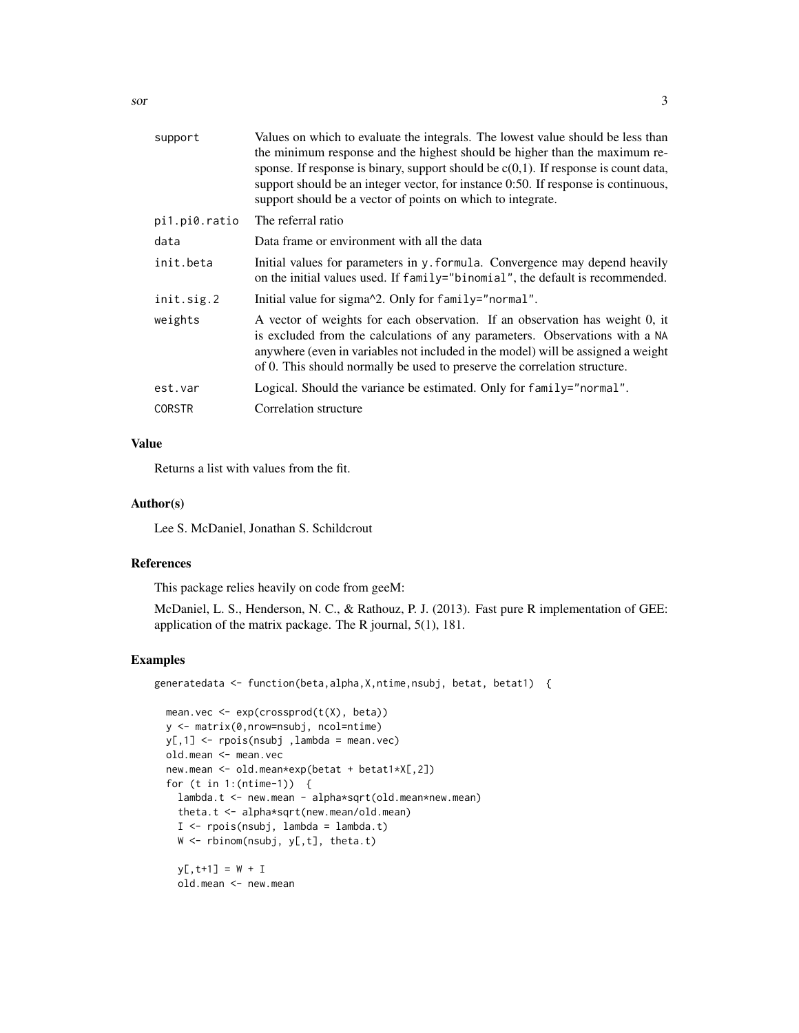| | |
|---|---|
| support | Values on which to evaluate the integrals. The lowest value should be less than the minimum response and the highest should be higher than the maximum response. If response is binary, support should be c(0,1). If response is count data, support should be an integer vector, for instance 0:50. If response is continuous, support should be a vector of points on which to integrate. |
| pi1.pi0.ratio | The referral ratio |
| data | Data frame or environment with all the data |
| init.beta | Initial values for parameters in `y.formula`. Convergence may depend heavily on the initial values used. If `family="binomial"`, the default is recommended. |
| init.sig.2 | Initial value for sigma^2. Only for `family="normal"`. |
| weights | A vector of weights for each observation. If an observation has weight 0, it is excluded from the calculations of any parameters. Observations with a NA anywhere (even in variables not included in the model) will be assigned a weight of 0. This should normally be used to preserve the correlation structure. |
| est.var | Logical. Should the variance be estimated. Only for `family="normal"`. |
| CORSTR | Correlation structure |

## Value

Returns a list with values from the fit.

## Author(s)

Lee S. McDaniel, Jonathan S. Schildcrout

## References

This package relies heavily on code from geeM:

McDaniel, L. S., Henderson, N. C., & Rathouz, P. J. (2013). Fast pure R implementation of GEE: application of the matrix package. The R journal, 5(1), 181.

## Examples

```
generatedata <- function(beta,alpha,X,ntime,nsubj, betat, betat1)  {

  mean.vec <- exp(crossprod(t(X), beta))
  y <- matrix(0,nrow=nsubj, ncol=ntime)
  y[,1] <- rpois(nsubj ,lambda = mean.vec)
  old.mean <- mean.vec
  new.mean <- old.mean*exp(betat + betat1*X[,2])
  for (t in 1:(ntime-1))  {
    lambda.t <- new.mean - alpha*sqrt(old.mean*new.mean)
    theta.t <- alpha*sqrt(new.mean/old.mean)
    I <- rpois(nsubj, lambda = lambda.t)
    W <- rbinom(nsubj, y[,t], theta.t)

    y[,t+1] = W + I
    old.mean <- new.mean
```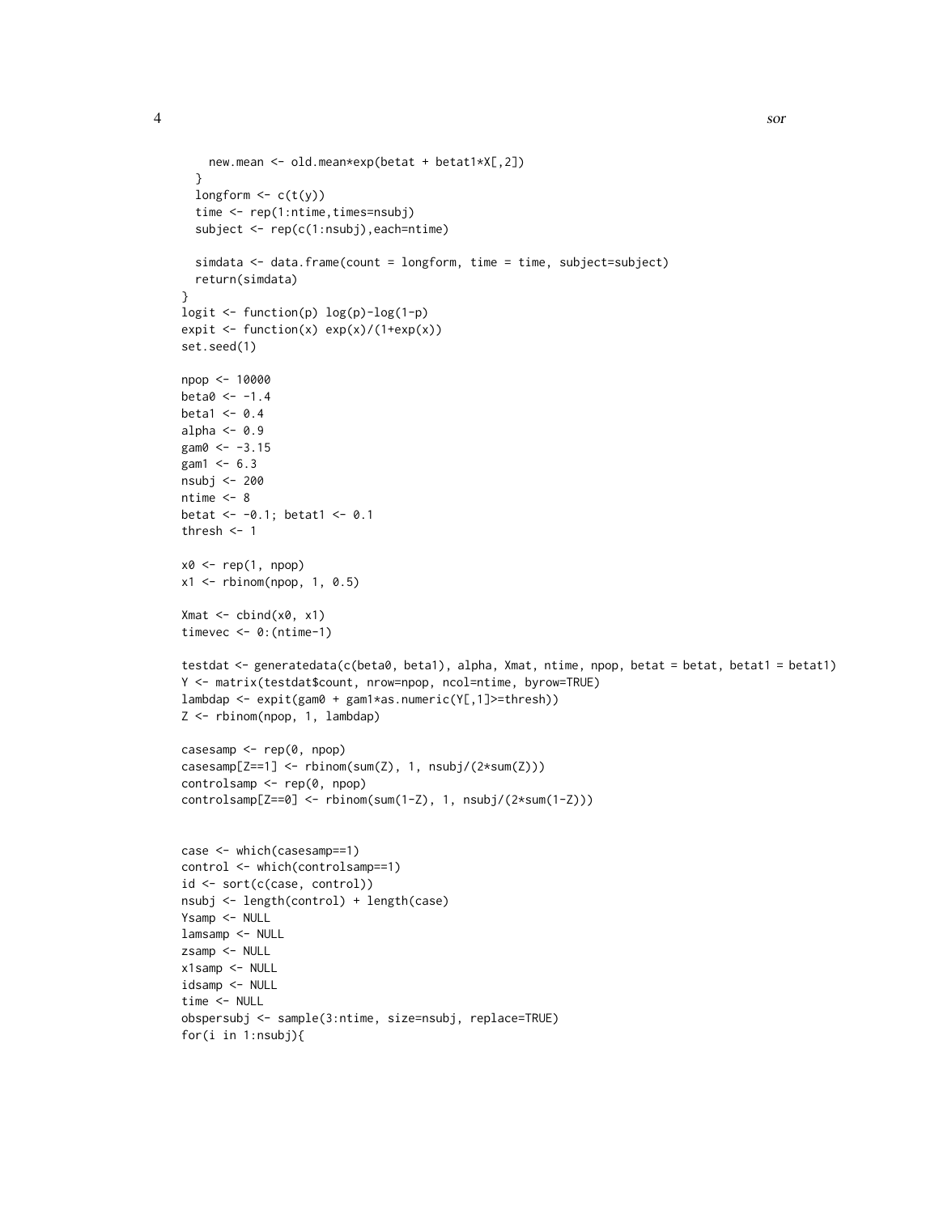```
    new.mean <- old.mean*exp(betat + betat1*X[,2])
  }
  longform <- c(t(y))
  time <- rep(1:ntime,times=nsubj)
  subject <- rep(c(1:nsubj),each=ntime)

  simdata <- data.frame(count = longform, time = time, subject=subject)
  return(simdata)
}
logit <- function(p) log(p)-log(1-p)
expit <- function(x) exp(x)/(1+exp(x))
set.seed(1)

npop <- 10000
beta0 <- -1.4
beta1 <- 0.4
alpha <- 0.9
gam0 <- -3.15
gam1 <- 6.3
nsubj <- 200
ntime <- 8
betat <- -0.1; betat1 <- 0.1
thresh <- 1

x0 <- rep(1, npop)
x1 <- rbinom(npop, 1, 0.5)

Xmat <- cbind(x0, x1)
timevec <- 0:(ntime-1)

testdat <- generatedata(c(beta0, beta1), alpha, Xmat, ntime, npop, betat = betat, betat1 = betat1)
Y <- matrix(testdat$count, nrow=npop, ncol=ntime, byrow=TRUE)
lambdap <- expit(gam0 + gam1*as.numeric(Y[,1]>=thresh))
Z <- rbinom(npop, 1, lambdap)

casesamp <- rep(0, npop)
casesamp[Z==1] <- rbinom(sum(Z), 1, nsubj/(2*sum(Z)))
controlsamp <- rep(0, npop)
controlsamp[Z==0] <- rbinom(sum(1-Z), 1, nsubj/(2*sum(1-Z)))


case <- which(casesamp==1)
control <- which(controlsamp==1)
id <- sort(c(case, control))
nsubj <- length(control) + length(case)
Ysamp <- NULL
lamsamp <- NULL
zsamp <- NULL
x1samp <- NULL
idsamp <- NULL
time <- NULL
obspersubj <- sample(3:ntime, size=nsubj, replace=TRUE)
for(i in 1:nsubj){
```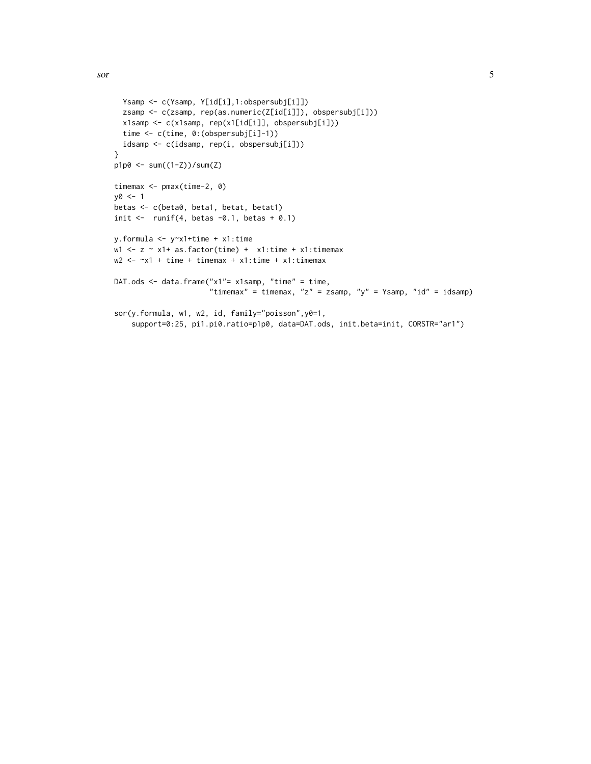```
  Ysamp <- c(Ysamp, Y[id[i],1:obspersubj[i]])
  zsamp <- c(zsamp, rep(as.numeric(Z[id[i]]), obspersubj[i]))
  x1samp <- c(x1samp, rep(x1[id[i]], obspersubj[i]))
  time <- c(time, 0:(obspersubj[i]-1))
  idsamp <- c(idsamp, rep(i, obspersubj[i]))
}
p1p0 <- sum((1-Z))/sum(Z)

timemax <- pmax(time-2, 0)
y0 <- 1
betas <- c(beta0, beta1, betat, betat1)
init <-  runif(4, betas -0.1, betas + 0.1)

y.formula <- y~x1+time + x1:time
w1 <- z ~ x1+ as.factor(time) +  x1:time + x1:timemax
w2 <- ~x1 + time + timemax + x1:time + x1:timemax

DAT.ods <- data.frame("x1"= x1samp, "time" = time,
                      "timemax" = timemax, "z" = zsamp, "y" = Ysamp, "id" = idsamp)

sor(y.formula, w1, w2, id, family="poisson",y0=1,
    support=0:25, pi1.pi0.ratio=p1p0, data=DAT.ods, init.beta=init, CORSTR="ar1")
```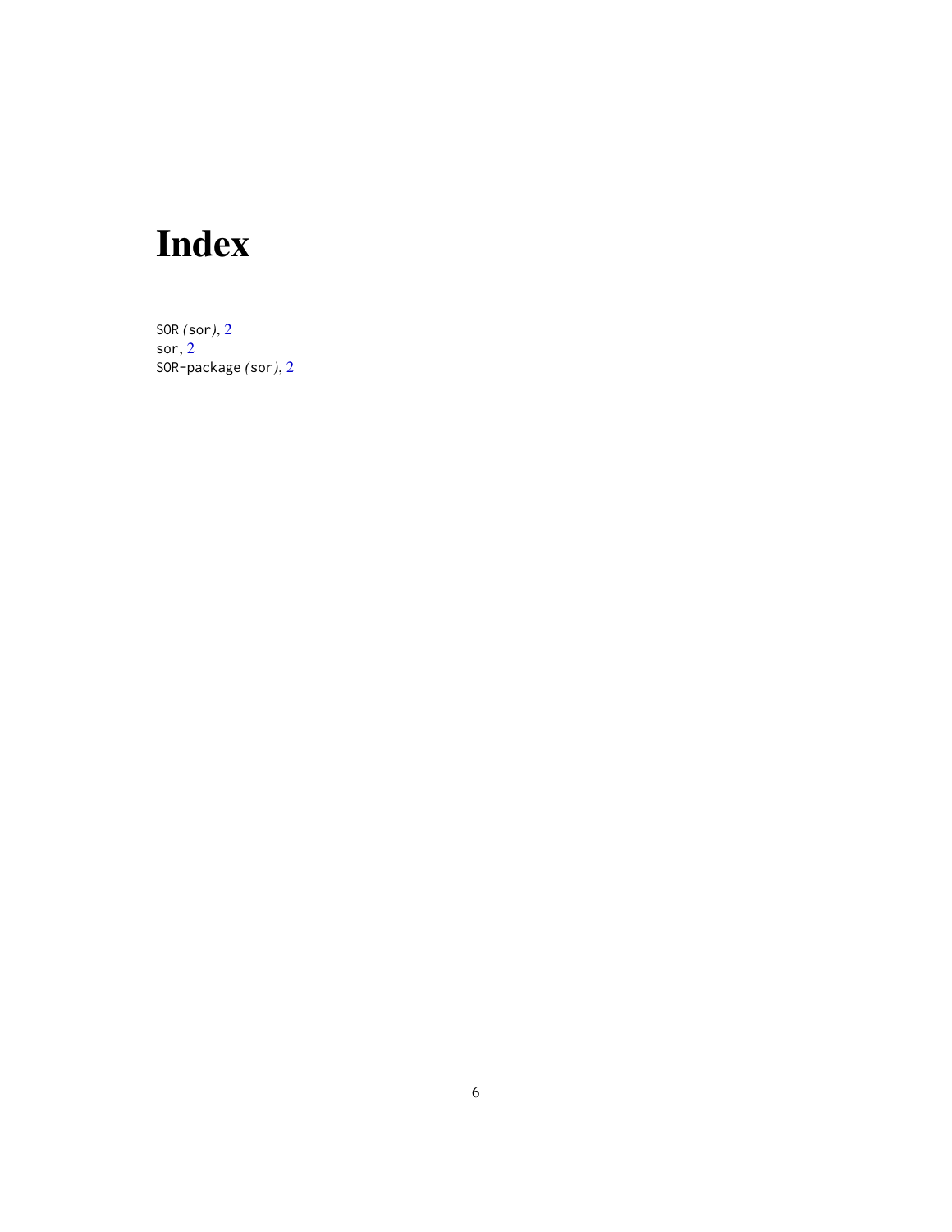# Index

SOR *(sor)*, 2
sor, 2
SOR-package *(sor)*, 2